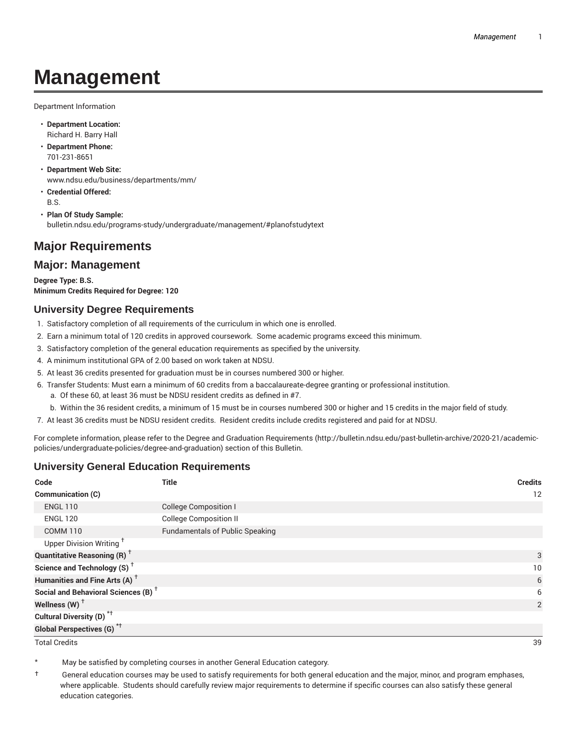# Management

Department Information

- **Department Location:**
  Richard H. Barry Hall
- **Department Phone:**
  701-231-8651
- **Department Web Site:**
  www.ndsu.edu/business/departments/mm/
- **Credential Offered:**
  B.S.
- **Plan Of Study Sample:**
  bulletin.ndsu.edu/programs-study/undergraduate/management/#planofstudytext

## Major Requirements

## Major: Management

**Degree Type: B.S.**
**Minimum Credits Required for Degree: 120**

### University Degree Requirements

1. Satisfactory completion of all requirements of the curriculum in which one is enrolled.
2. Earn a minimum total of 120 credits in approved coursework. Some academic programs exceed this minimum.
3. Satisfactory completion of the general education requirements as specified by the university.
4. A minimum institutional GPA of 2.00 based on work taken at NDSU.
5. At least 36 credits presented for graduation must be in courses numbered 300 or higher.
6. Transfer Students: Must earn a minimum of 60 credits from a baccalaureate-degree granting or professional institution.
   a. Of these 60, at least 36 must be NDSU resident credits as defined in #7.
   b. Within the 36 resident credits, a minimum of 15 must be in courses numbered 300 or higher and 15 credits in the major field of study.
7. At least 36 credits must be NDSU resident credits. Resident credits include credits registered and paid for at NDSU.

For complete information, please refer to the Degree and Graduation Requirements (http://bulletin.ndsu.edu/past-bulletin-archive/2020-21/academic-policies/undergraduate-policies/degree-and-graduation) section of this Bulletin.

### University General Education Requirements

| Code | Title | Credits |
|---|---|---|
| **Communication (C)** | | 12 |
| ENGL 110 | College Composition I | |
| ENGL 120 | College Composition II | |
| COMM 110 | Fundamentals of Public Speaking | |
| Upper Division Writing † | | |
| **Quantitative Reasoning (R) †** | | 3 |
| **Science and Technology (S) †** | | 10 |
| **Humanities and Fine Arts (A) †** | | 6 |
| **Social and Behavioral Sciences (B) †** | | 6 |
| **Wellness (W) †** | | 2 |
| **Cultural Diversity (D) *†** | | |
| **Global Perspectives (G) *†** | | |
| Total Credits | | 39 |

\* May be satisfied by completing courses in another General Education category.

† General education courses may be used to satisfy requirements for both general education and the major, minor, and program emphases, where applicable. Students should carefully review major requirements to determine if specific courses can also satisfy these general education categories.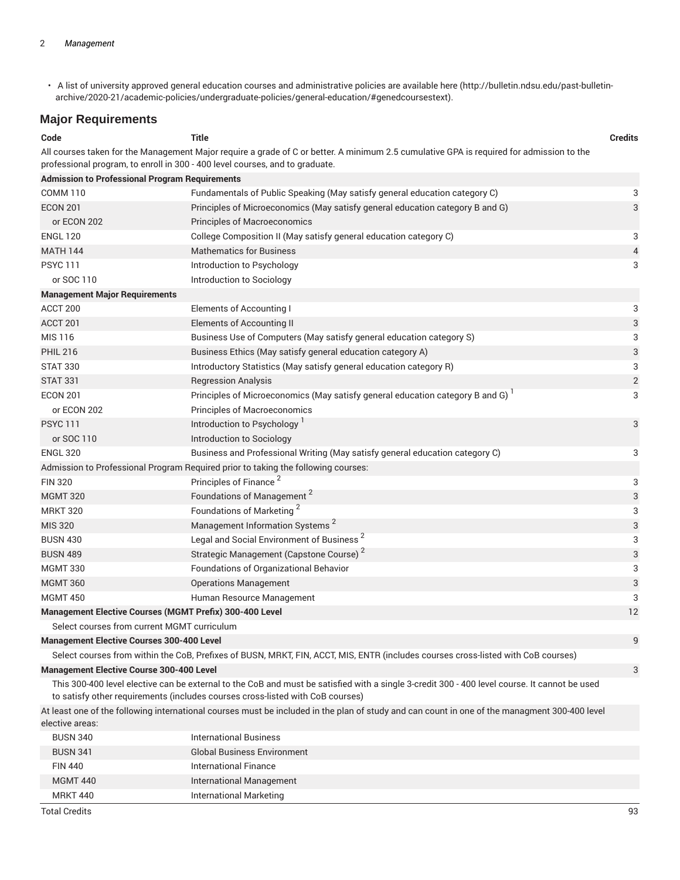- A list of university approved general education courses and administrative policies are available here (http://bulletin.ndsu.edu/past-bulletin-archive/2020-21/academic-policies/undergraduate-policies/general-education/#genedcoursestext).

## Major Requirements

| Code | Title | Credits |
|---|---|---|
| All courses taken for the Management Major require a grade of C or better. A minimum 2.5 cumulative GPA is required for admission to the professional program, to enroll in 300 - 400 level courses, and to graduate. | | |
| **Admission to Professional Program Requirements** | | |
| COMM 110 | Fundamentals of Public Speaking (May satisfy general education category C) | 3 |
| ECON 201 | Principles of Microeconomics (May satisfy general education category B and G) | 3 |
| or ECON 202 | Principles of Macroeconomics | |
| ENGL 120 | College Composition II (May satisfy general education category C) | 3 |
| MATH 144 | Mathematics for Business | 4 |
| PSYC 111 | Introduction to Psychology | 3 |
| or SOC 110 | Introduction to Sociology | |
| **Management Major Requirements** | | |
| ACCT 200 | Elements of Accounting I | 3 |
| ACCT 201 | Elements of Accounting II | 3 |
| MIS 116 | Business Use of Computers (May satisfy general education category S) | 3 |
| PHIL 216 | Business Ethics (May satisfy general education category A) | 3 |
| STAT 330 | Introductory Statistics (May satisfy general education category R) | 3 |
| STAT 331 | Regression Analysis | 2 |
| ECON 201 | Principles of Microeconomics (May satisfy general education category B and G) [1] | 3 |
| or ECON 202 | Principles of Macroeconomics | |
| PSYC 111 | Introduction to Psychology [1] | 3 |
| or SOC 110 | Introduction to Sociology | |
| ENGL 320 | Business and Professional Writing (May satisfy general education category C) | 3 |
| Admission to Professional Program Required prior to taking the following courses: | | |
| FIN 320 | Principles of Finance [2] | 3 |
| MGMT 320 | Foundations of Management [2] | 3 |
| MRKT 320 | Foundations of Marketing [2] | 3 |
| MIS 320 | Management Information Systems [2] | 3 |
| BUSN 430 | Legal and Social Environment of Business [2] | 3 |
| BUSN 489 | Strategic Management (Capstone Course) [2] | 3 |
| MGMT 330 | Foundations of Organizational Behavior | 3 |
| MGMT 360 | Operations Management | 3 |
| MGMT 450 | Human Resource Management | 3 |
| **Management Elective Courses (MGMT Prefix) 300-400 Level** | | 12 |
| Select courses from current MGMT curriculum | | |
| **Management Elective Courses 300-400 Level** | | 9 |
| Select courses from within the CoB, Prefixes of BUSN, MRKT, FIN, ACCT, MIS, ENTR (includes courses cross-listed with CoB courses) | | |
| **Management Elective Course 300-400 Level** | | 3 |
| This 300-400 level elective can be external to the CoB and must be satisfied with a single 3-credit 300 - 400 level course. It cannot be used to satisfy other requirements (includes courses cross-listed with CoB courses) | | |
| At least one of the following international courses must be included in the plan of study and can count in one of the managment 300-400 level elective areas: | | |
| BUSN 340 | International Business | |
| BUSN 341 | Global Business Environment | |
| FIN 440 | International Finance | |
| MGMT 440 | International Management | |
| MRKT 440 | International Marketing | |
| Total Credits | | 93 |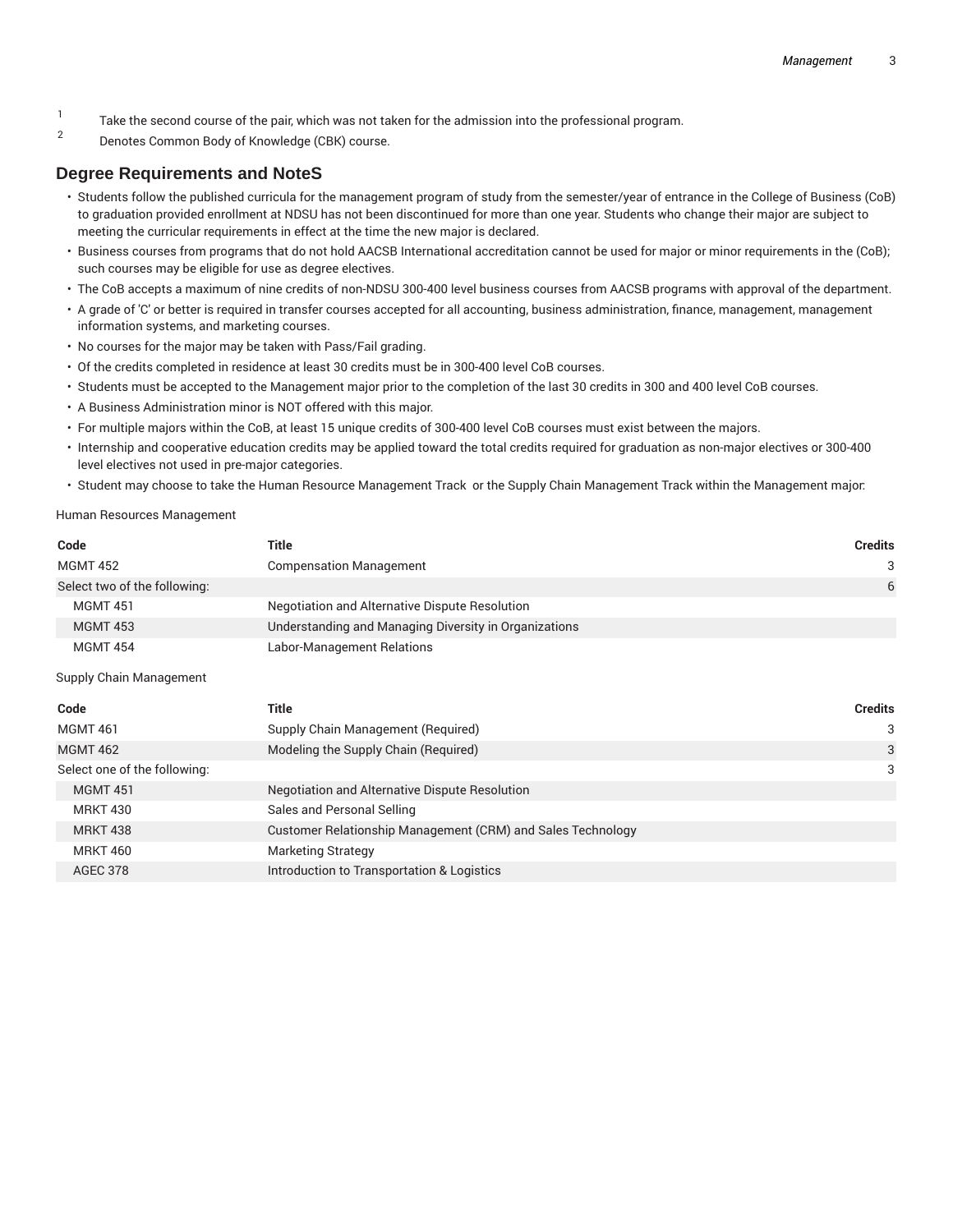1. Take the second course of the pair, which was not taken for the admission into the professional program.
2. Denotes Common Body of Knowledge (CBK) course.

## Degree Requirements and NoteS

- Students follow the published curricula for the management program of study from the semester/year of entrance in the College of Business (CoB) to graduation provided enrollment at NDSU has not been discontinued for more than one year. Students who change their major are subject to meeting the curricular requirements in effect at the time the new major is declared.
- Business courses from programs that do not hold AACSB International accreditation cannot be used for major or minor requirements in the (CoB); such courses may be eligible for use as degree electives.
- The CoB accepts a maximum of nine credits of non-NDSU 300-400 level business courses from AACSB programs with approval of the department.
- A grade of 'C' or better is required in transfer courses accepted for all accounting, business administration, finance, management, management information systems, and marketing courses.
- No courses for the major may be taken with Pass/Fail grading.
- Of the credits completed in residence at least 30 credits must be in 300-400 level CoB courses.
- Students must be accepted to the Management major prior to the completion of the last 30 credits in 300 and 400 level CoB courses.
- A Business Administration minor is NOT offered with this major.
- For multiple majors within the CoB, at least 15 unique credits of 300-400 level CoB courses must exist between the majors.
- Internship and cooperative education credits may be applied toward the total credits required for graduation as non-major electives or 300-400 level electives not used in pre-major categories.
- Student may choose to take the Human Resource Management Track or the Supply Chain Management Track within the Management major:

Human Resources Management

| Code | Title | Credits |
|---|---|---|
| MGMT 452 | Compensation Management | 3 |
| Select two of the following: | | 6 |
| MGMT 451 | Negotiation and Alternative Dispute Resolution | |
| MGMT 453 | Understanding and Managing Diversity in Organizations | |
| MGMT 454 | Labor-Management Relations | |

Supply Chain Management

| Code | Title | Credits |
|---|---|---|
| MGMT 461 | Supply Chain Management (Required) | 3 |
| MGMT 462 | Modeling the Supply Chain (Required) | 3 |
| Select one of the following: | | 3 |
| MGMT 451 | Negotiation and Alternative Dispute Resolution | |
| MRKT 430 | Sales and Personal Selling | |
| MRKT 438 | Customer Relationship Management (CRM) and Sales Technology | |
| MRKT 460 | Marketing Strategy | |
| AGEC 378 | Introduction to Transportation & Logistics | |